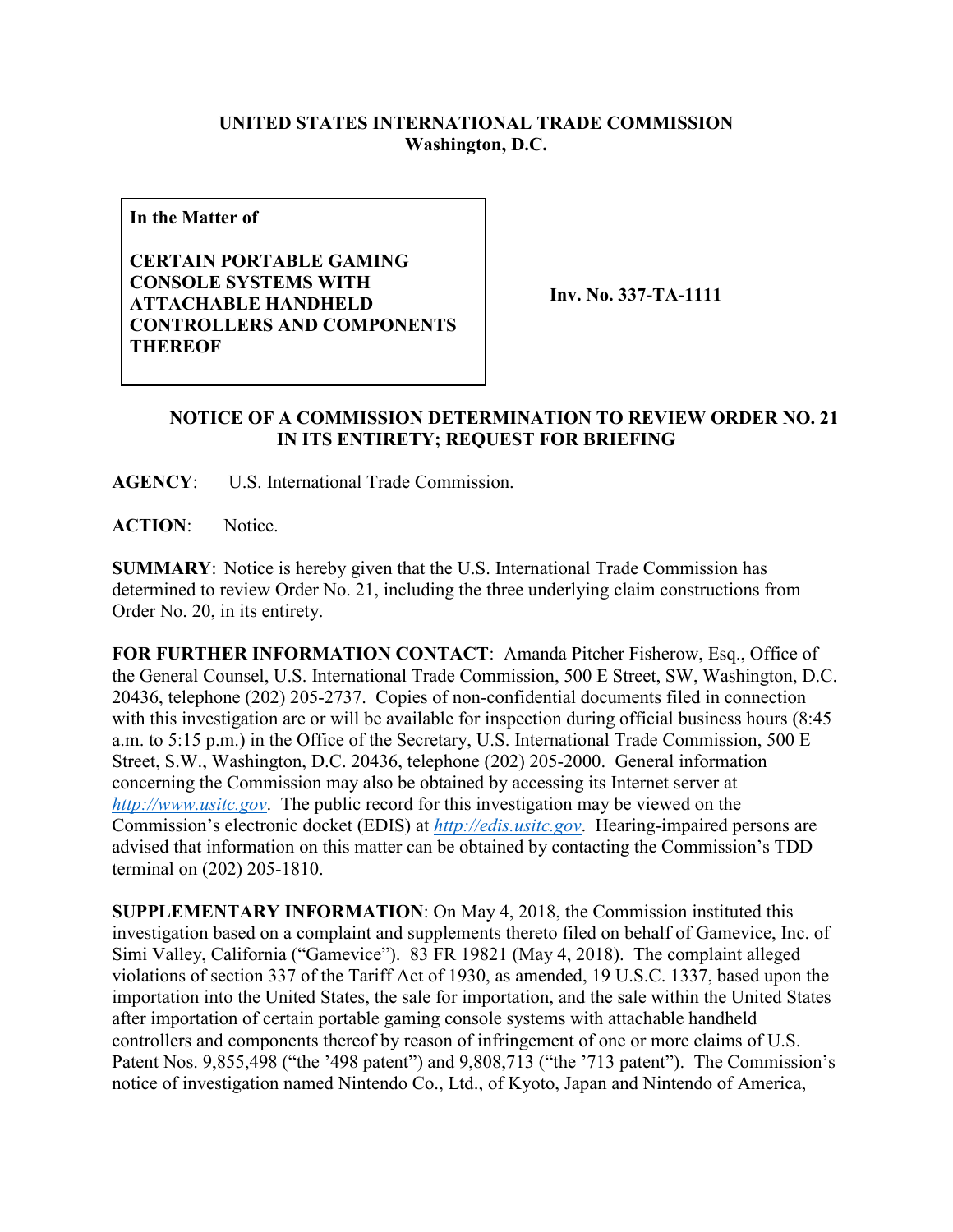**UNITED STATES INTERNATIONAL TRADE COMMISSION**
**Washington, D.C.**

| **In the Matter of**<br><br>**CERTAIN PORTABLE GAMING CONSOLE SYSTEMS WITH ATTACHABLE HANDHELD CONTROLLERS AND COMPONENTS THEREOF** | **Inv. No. 337-TA-1111** |
|---|---|

**NOTICE OF A COMMISSION DETERMINATION TO REVIEW ORDER NO. 21 IN ITS ENTIRETY; REQUEST FOR BRIEFING**

**AGENCY**: U.S. International Trade Commission.

**ACTION**: Notice.

**SUMMARY**: Notice is hereby given that the U.S. International Trade Commission has determined to review Order No. 21, including the three underlying claim constructions from Order No. 20, in its entirety.

**FOR FURTHER INFORMATION CONTACT**: Amanda Pitcher Fisherow, Esq., Office of the General Counsel, U.S. International Trade Commission, 500 E Street, SW, Washington, D.C. 20436, telephone (202) 205-2737. Copies of non-confidential documents filed in connection with this investigation are or will be available for inspection during official business hours (8:45 a.m. to 5:15 p.m.) in the Office of the Secretary, U.S. International Trade Commission, 500 E Street, S.W., Washington, D.C. 20436, telephone (202) 205-2000. General information concerning the Commission may also be obtained by accessing its Internet server at *http://www.usitc.gov*. The public record for this investigation may be viewed on the Commission's electronic docket (EDIS) at *http://edis.usitc.gov*. Hearing-impaired persons are advised that information on this matter can be obtained by contacting the Commission's TDD terminal on (202) 205-1810.

**SUPPLEMENTARY INFORMATION**: On May 4, 2018, the Commission instituted this investigation based on a complaint and supplements thereto filed on behalf of Gamevice, Inc. of Simi Valley, California ("Gamevice"). 83 FR 19821 (May 4, 2018). The complaint alleged violations of section 337 of the Tariff Act of 1930, as amended, 19 U.S.C. 1337, based upon the importation into the United States, the sale for importation, and the sale within the United States after importation of certain portable gaming console systems with attachable handheld controllers and components thereof by reason of infringement of one or more claims of U.S. Patent Nos. 9,855,498 ("the '498 patent") and 9,808,713 ("the '713 patent"). The Commission's notice of investigation named Nintendo Co., Ltd., of Kyoto, Japan and Nintendo of America,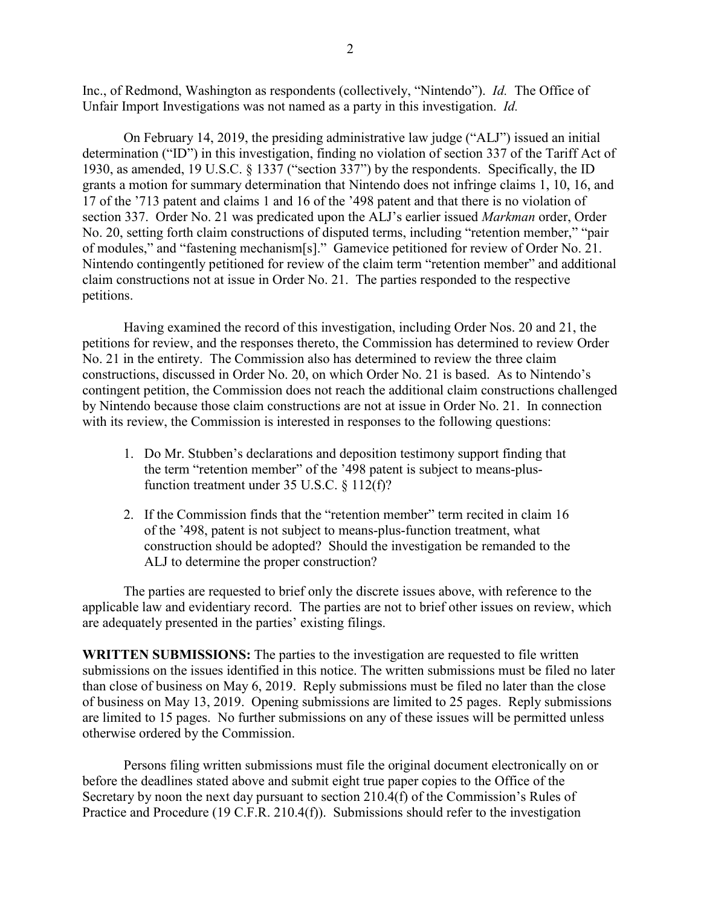Inc., of Redmond, Washington as respondents (collectively, "Nintendo"). *Id.* The Office of Unfair Import Investigations was not named as a party in this investigation. *Id.*

On February 14, 2019, the presiding administrative law judge ("ALJ") issued an initial determination ("ID") in this investigation, finding no violation of section 337 of the Tariff Act of 1930, as amended, 19 U.S.C. § 1337 ("section 337") by the respondents. Specifically, the ID grants a motion for summary determination that Nintendo does not infringe claims 1, 10, 16, and 17 of the '713 patent and claims 1 and 16 of the '498 patent and that there is no violation of section 337. Order No. 21 was predicated upon the ALJ's earlier issued *Markman* order, Order No. 20, setting forth claim constructions of disputed terms, including "retention member," "pair of modules," and "fastening mechanism[s]." Gamevice petitioned for review of Order No. 21. Nintendo contingently petitioned for review of the claim term "retention member" and additional claim constructions not at issue in Order No. 21. The parties responded to the respective petitions.

Having examined the record of this investigation, including Order Nos. 20 and 21, the petitions for review, and the responses thereto, the Commission has determined to review Order No. 21 in the entirety. The Commission also has determined to review the three claim constructions, discussed in Order No. 20, on which Order No. 21 is based. As to Nintendo's contingent petition, the Commission does not reach the additional claim constructions challenged by Nintendo because those claim constructions are not at issue in Order No. 21. In connection with its review, the Commission is interested in responses to the following questions:

1. Do Mr. Stubben's declarations and deposition testimony support finding that the term "retention member" of the '498 patent is subject to means-plus-function treatment under 35 U.S.C. § 112(f)?

2. If the Commission finds that the "retention member" term recited in claim 16 of the '498, patent is not subject to means-plus-function treatment, what construction should be adopted? Should the investigation be remanded to the ALJ to determine the proper construction?

The parties are requested to brief only the discrete issues above, with reference to the applicable law and evidentiary record. The parties are not to brief other issues on review, which are adequately presented in the parties' existing filings.

**WRITTEN SUBMISSIONS:** The parties to the investigation are requested to file written submissions on the issues identified in this notice. The written submissions must be filed no later than close of business on May 6, 2019. Reply submissions must be filed no later than the close of business on May 13, 2019. Opening submissions are limited to 25 pages. Reply submissions are limited to 15 pages. No further submissions on any of these issues will be permitted unless otherwise ordered by the Commission.

Persons filing written submissions must file the original document electronically on or before the deadlines stated above and submit eight true paper copies to the Office of the Secretary by noon the next day pursuant to section 210.4(f) of the Commission's Rules of Practice and Procedure (19 C.F.R. 210.4(f)). Submissions should refer to the investigation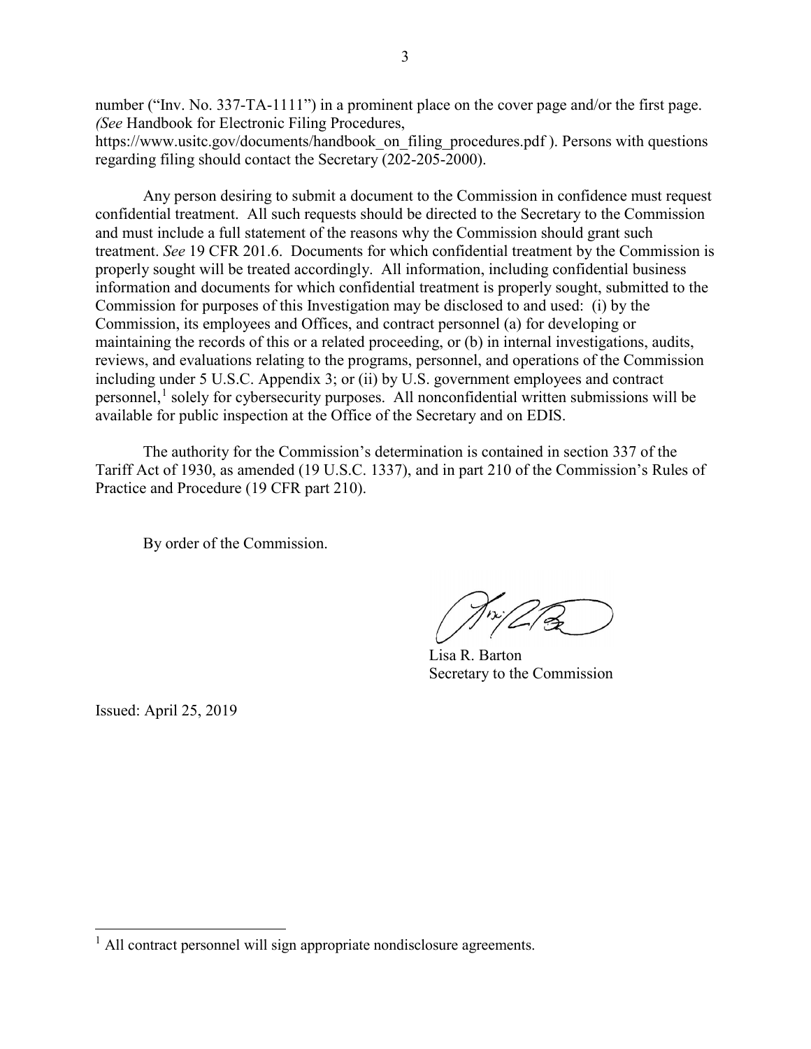number ("Inv. No. 337-TA-1111") in a prominent place on the cover page and/or the first page. *(See* Handbook for Electronic Filing Procedures, https://www.usitc.gov/documents/handbook_on_filing_procedures.pdf ). Persons with questions regarding filing should contact the Secretary (202-205-2000).

Any person desiring to submit a document to the Commission in confidence must request confidential treatment. All such requests should be directed to the Secretary to the Commission and must include a full statement of the reasons why the Commission should grant such treatment. *See* 19 CFR 201.6. Documents for which confidential treatment by the Commission is properly sought will be treated accordingly. All information, including confidential business information and documents for which confidential treatment is properly sought, submitted to the Commission for purposes of this Investigation may be disclosed to and used: (i) by the Commission, its employees and Offices, and contract personnel (a) for developing or maintaining the records of this or a related proceeding, or (b) in internal investigations, audits, reviews, and evaluations relating to the programs, personnel, and operations of the Commission including under 5 U.S.C. Appendix 3; or (ii) by U.S. government employees and contract personnel,[1] solely for cybersecurity purposes. All nonconfidential written submissions will be available for public inspection at the Office of the Secretary and on EDIS.

The authority for the Commission's determination is contained in section 337 of the Tariff Act of 1930, as amended (19 U.S.C. 1337), and in part 210 of the Commission's Rules of Practice and Procedure (19 CFR part 210).

By order of the Commission.

Lisa R. Barton
Secretary to the Commission

Issued: April 25, 2019

---

[1] All contract personnel will sign appropriate nondisclosure agreements.